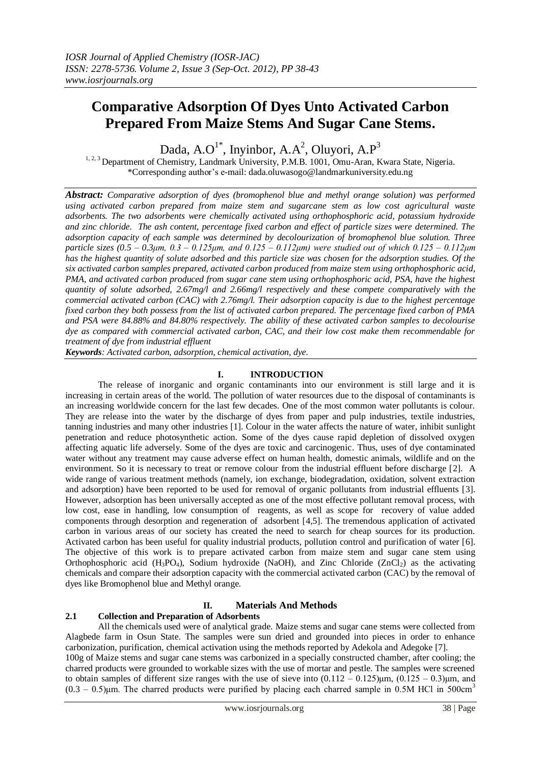*IOSR Journal of Applied Chemistry (IOSR-JAC)*
*ISSN: 2278-5736. Volume 2, Issue 3 (Sep-Oct. 2012), PP 38-43*
*www.iosrjournals.org*

# Comparative Adsorption Of Dyes Unto Activated Carbon Prepared From Maize Stems And Sugar Cane Stems.

Dada, A.O[1*], Inyinbor, A.A[2], Oluyori, A.P[3]

[1, 2, 3] Department of Chemistry, Landmark University, P.M.B. 1001, Omu-Aran, Kwara State, Nigeria.
*Corresponding author's e-mail: dada.oluwasogo@landmarkuniversity.edu.ng

***Abstract:*** *Comparative adsorption of dyes (bromophenol blue and methyl orange solution) was performed using activated carbon prepared from maize stem and sugarcane stem as low cost agricultural waste adsorbents. The two adsorbents were chemically activated using orthophosphoric acid, potassium hydroxide and zinc chloride. The ash content, percentage fixed carbon and effect of particle sizes were determined. The adsorption capacity of each sample was determined by decolourization of bromophenol blue solution. Three particle sizes (0.5 – 0.3μm, 0.3 – 0.125μm, and 0.125 – 0.112μm) were studied out of which 0.125 – 0.112μm has the highest quantity of solute adsorbed and this particle size was chosen for the adsorption studies. Of the six activated carbon samples prepared, activated carbon produced from maize stem using orthophosphoric acid, PMA, and activated carbon produced from sugar cane stem using orthophosphoric acid, PSA, have the highest quantity of solute adsorbed, 2.67mg/l and 2.66mg/l respectively and these compete comparatively with the commercial activated carbon (CAC) with 2.76mg/l. Their adsorption capacity is due to the highest percentage fixed carbon they both possess from the list of activated carbon prepared. The percentage fixed carbon of PMA and PSA were 84.88% and 84.80% respectively. The ability of these activated carbon samples to decolourise dye as compared with commercial activated carbon, CAC, and their low cost make them recommendable for treatment of dye from industrial effluent*

***Keywords****: Activated carbon, adsorption, chemical activation, dye.*

## I. INTRODUCTION

The release of inorganic and organic contaminants into our environment is still large and it is increasing in certain areas of the world. The pollution of water resources due to the disposal of contaminants is an increasing worldwide concern for the last few decades. One of the most common water pollutants is colour. They are release into the water by the discharge of dyes from paper and pulp industries, textile industries, tanning industries and many other industries [1]. Colour in the water affects the nature of water, inhibit sunlight penetration and reduce photosynthetic action. Some of the dyes cause rapid depletion of dissolved oxygen affecting aquatic life adversely. Some of the dyes are toxic and carcinogenic. Thus, uses of dye contaminated water without any treatment may cause adverse effect on human health, domestic animals, wildlife and on the environment. So it is necessary to treat or remove colour from the industrial effluent before discharge [2]. A wide range of various treatment methods (namely, ion exchange, biodegradation, oxidation, solvent extraction and adsorption) have been reported to be used for removal of organic pollutants from industrial effluents [3]. However, adsorption has been universally accepted as one of the most effective pollutant removal process, with low cost, ease in handling, low consumption of reagents, as well as scope for recovery of value added components through desorption and regeneration of adsorbent [4,5]. The tremendous application of activated carbon in various areas of our society has created the need to search for cheap sources for its production. Activated carbon has been useful for quality industrial products, pollution control and purification of water [6]. The objective of this work is to prepare activated carbon from maize stem and sugar cane stem using Orthophosphoric acid ($H_3PO_4$), Sodium hydroxide (NaOH), and Zinc Chloride ($ZnCl_2$) as the activating chemicals and compare their adsorption capacity with the commercial activated carbon (CAC) by the removal of dyes like Bromophenol blue and Methyl orange.

## II. Materials And Methods

### 2.1 Collection and Preparation of Adsorbents

All the chemicals used were of analytical grade. Maize stems and sugar cane stems were collected from Alagbede farm in Osun State. The samples were sun dried and grounded into pieces in order to enhance carbonization, purification, chemical activation using the methods reported by Adekola and Adegoke [7].

100g of Maize stems and sugar cane stems was carbonized in a specially constructed chamber, after cooling; the charred products were grounded to workable sizes with the use of mortar and pestle. The samples were screened to obtain samples of different size ranges with the use of sieve into (0.112 – 0.125)μm, (0.125 – 0.3)μm, and (0.3 – 0.5)μm. The charred products were purified by placing each charred sample in 0.5M HCl in 500cm$^3$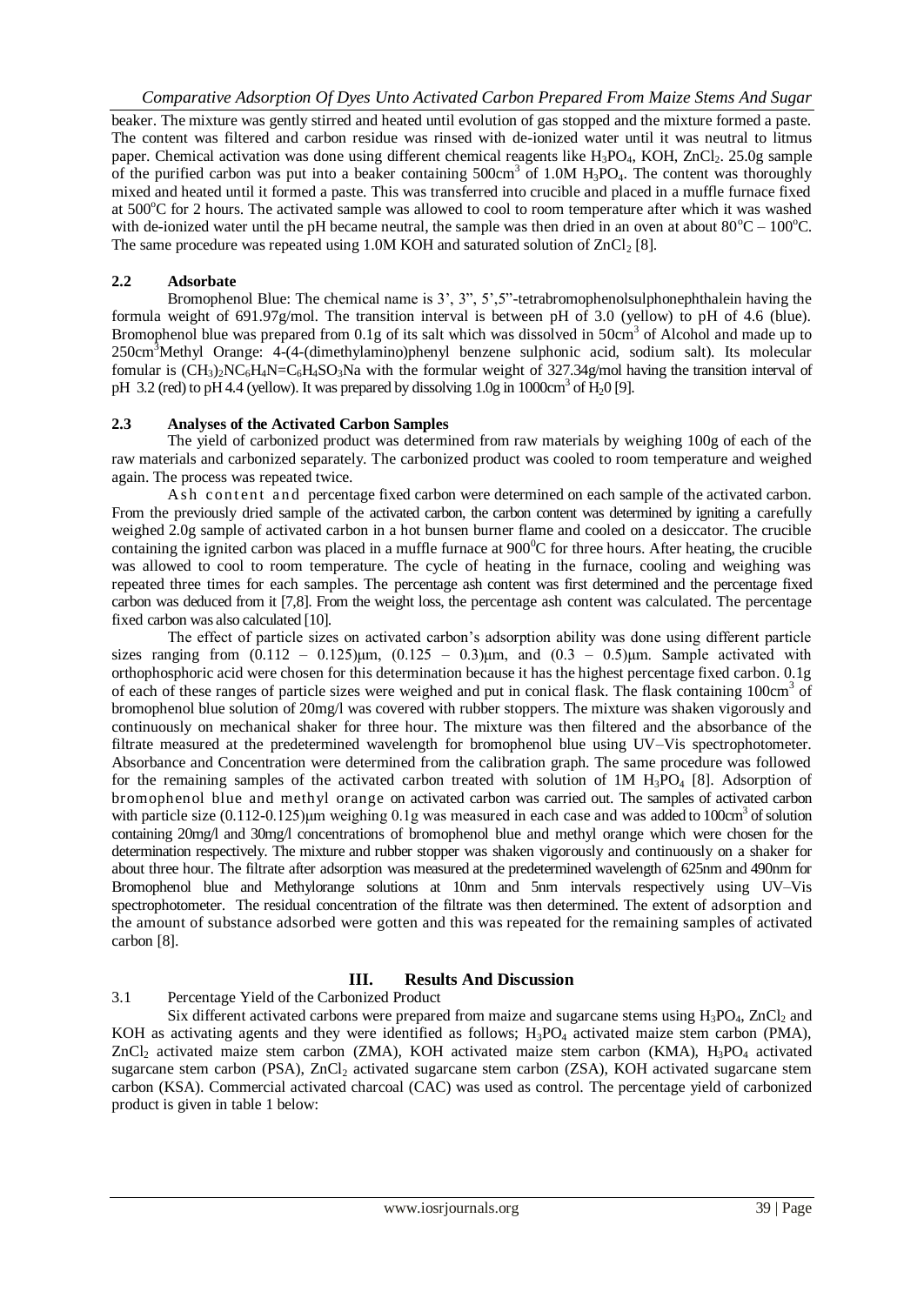beaker. The mixture was gently stirred and heated until evolution of gas stopped and the mixture formed a paste. The content was filtered and carbon residue was rinsed with de-ionized water until it was neutral to litmus paper. Chemical activation was done using different chemical reagents like $H_3PO_4$, KOH, $ZnCl_2$. 25.0g sample of the purified carbon was put into a beaker containing 500cm$^3$ of 1.0M $H_3PO_4$. The content was thoroughly mixed and heated until it formed a paste. This was transferred into crucible and placed in a muffle furnace fixed at 500$^o$C for 2 hours. The activated sample was allowed to cool to room temperature after which it was washed with de-ionized water until the pH became neutral, the sample was then dried in an oven at about 80$^o$C – 100$^o$C. The same procedure was repeated using 1.0M KOH and saturated solution of $ZnCl_2$ [8].

### 2.2 Adsorbate

Bromophenol Blue: The chemical name is 3', 3", 5',5"-tetrabromophenolsulphonephthalein having the formula weight of 691.97g/mol. The transition interval is between pH of 3.0 (yellow) to pH of 4.6 (blue). Bromophenol blue was prepared from 0.1g of its salt which was dissolved in 50cm$^3$ of Alcohol and made up to 250cm$^3$Methyl Orange: 4-(4-(dimethylamino)phenyl benzene sulphonic acid, sodium salt). Its molecular fomular is $(CH_3)_2NC_6H_4N{=}C_6H_4SO_3Na$ with the formular weight of 327.34g/mol having the transition interval of pH 3.2 (red) to pH 4.4 (yellow). It was prepared by dissolving 1.0g in 1000cm$^3$ of $H_20$ [9].

### 2.3 Analyses of the Activated Carbon Samples

The yield of carbonized product was determined from raw materials by weighing 100g of each of the raw materials and carbonized separately. The carbonized product was cooled to room temperature and weighed again. The process was repeated twice.

Ash content and percentage fixed carbon were determined on each sample of the activated carbon. From the previously dried sample of the activated carbon, the carbon content was determined by igniting a carefully weighed 2.0g sample of activated carbon in a hot bunsen burner flame and cooled on a desiccator. The crucible containing the ignited carbon was placed in a muffle furnace at 900$^0$C for three hours. After heating, the crucible was allowed to cool to room temperature. The cycle of heating in the furnace, cooling and weighing was repeated three times for each samples. The percentage ash content was first determined and the percentage fixed carbon was deduced from it [7,8]. From the weight loss, the percentage ash content was calculated. The percentage fixed carbon was also calculated [10].

The effect of particle sizes on activated carbon's adsorption ability was done using different particle sizes ranging from (0.112 – 0.125)µm, (0.125 – 0.3)µm, and (0.3 – 0.5)µm. Sample activated with orthophosphoric acid were chosen for this determination because it has the highest percentage fixed carbon. 0.1g of each of these ranges of particle sizes were weighed and put in conical flask. The flask containing 100cm$^3$ of bromophenol blue solution of 20mg/l was covered with rubber stoppers. The mixture was shaken vigorously and continuously on mechanical shaker for three hour. The mixture was then filtered and the absorbance of the filtrate measured at the predetermined wavelength for bromophenol blue using UV–Vis spectrophotometer. Absorbance and Concentration were determined from the calibration graph. The same procedure was followed for the remaining samples of the activated carbon treated with solution of 1M $H_3PO_4$ [8]. Adsorption of bromophenol blue and methyl orange on activated carbon was carried out. The samples of activated carbon with particle size (0.112-0.125)µm weighing 0.1g was measured in each case and was added to 100cm$^3$ of solution containing 20mg/l and 30mg/l concentrations of bromophenol blue and methyl orange which were chosen for the determination respectively. The mixture and rubber stopper was shaken vigorously and continuously on a shaker for about three hour. The filtrate after adsorption was measured at the predetermined wavelength of 625nm and 490nm for Bromophenol blue and Methylorange solutions at 10nm and 5nm intervals respectively using UV–Vis spectrophotometer. The residual concentration of the filtrate was then determined. The extent of adsorption and the amount of substance adsorbed were gotten and this was repeated for the remaining samples of activated carbon [8].

## III. Results And Discussion

### 3.1 Percentage Yield of the Carbonized Product

Six different activated carbons were prepared from maize and sugarcane stems using $H_3PO_4$, $ZnCl_2$ and KOH as activating agents and they were identified as follows; $H_3PO_4$ activated maize stem carbon (PMA), $ZnCl_2$ activated maize stem carbon (ZMA), KOH activated maize stem carbon (KMA), $H_3PO_4$ activated sugarcane stem carbon (PSA), $ZnCl_2$ activated sugarcane stem carbon (ZSA), KOH activated sugarcane stem carbon (KSA). Commercial activated charcoal (CAC) was used as control. The percentage yield of carbonized product is given in table 1 below: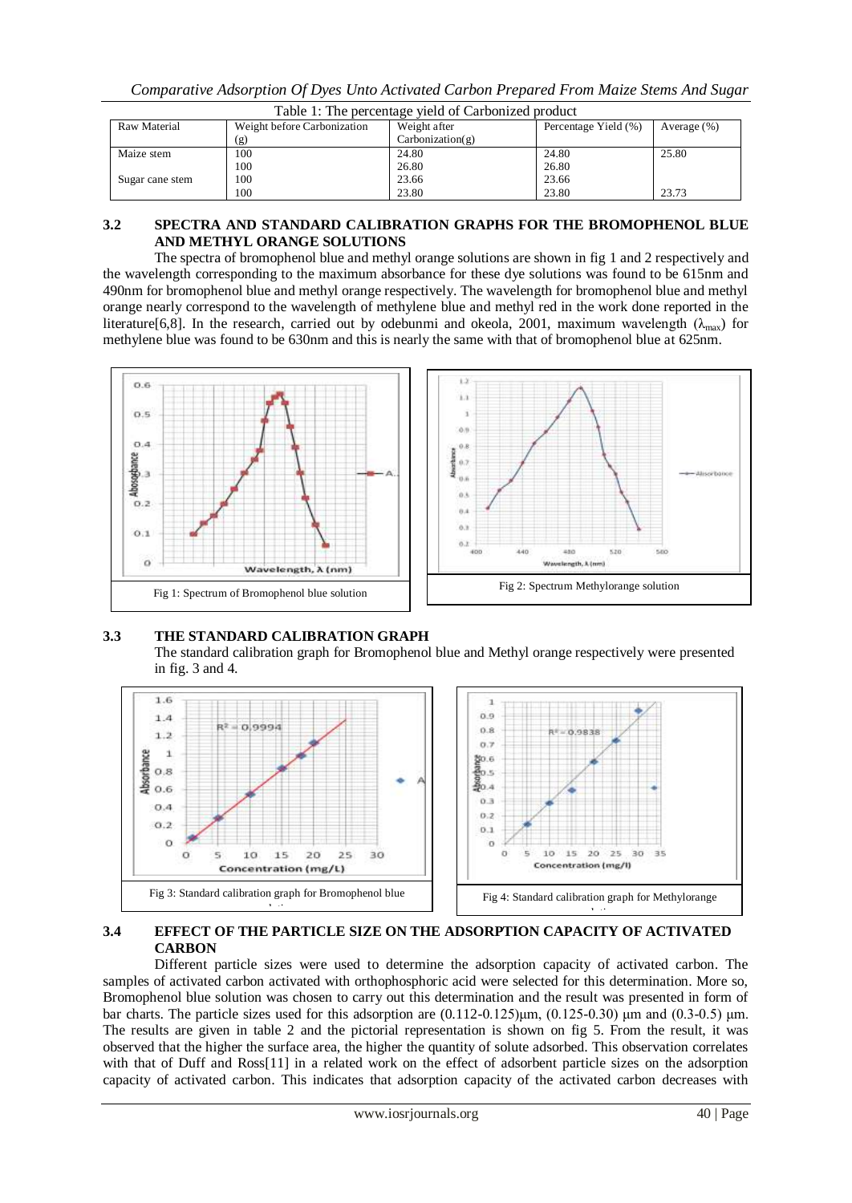Table 1: The percentage yield of Carbonized product

| Raw Material | Weight before Carbonization (g) | Weight after Carbonization(g) | Percentage Yield (%) | Average (%) |
|---|---|---|---|---|
| Maize stem | 100 | 24.80 | 24.80 | 25.80 |
| | 100 | 26.80 | 26.80 | |
| Sugar cane stem | 100 | 23.66 | 23.66 | |
| | 100 | 23.80 | 23.80 | 23.73 |

### 3.2 SPECTRA AND STANDARD CALIBRATION GRAPHS FOR THE BROMOPHENOL BLUE AND METHYL ORANGE SOLUTIONS

The spectra of bromophenol blue and methyl orange solutions are shown in fig 1 and 2 respectively and the wavelength corresponding to the maximum absorbance for these dye solutions was found to be 615nm and 490nm for bromophenol blue and methyl orange respectively. The wavelength for bromophenol blue and methyl orange nearly correspond to the wavelength of methylene blue and methyl red in the work done reported in the literature[6,8]. In the research, carried out by odebunmi and okeola, 2001, maximum wavelength ($\lambda_{max}$) for methylene blue was found to be 630nm and this is nearly the same with that of bromophenol blue at 625nm.

Fig 1: Spectrum of Bromophenol blue solution

Fig 2: Spectrum Methylorange solution

### 3.3 THE STANDARD CALIBRATION GRAPH

The standard calibration graph for Bromophenol blue and Methyl orange respectively were presented in fig. 3 and 4.

Fig 3: Standard calibration graph for Bromophenol blue solution

Fig 4: Standard calibration graph for Methylorange solution

### 3.4 EFFECT OF THE PARTICLE SIZE ON THE ADSORPTION CAPACITY OF ACTIVATED CARBON

Different particle sizes were used to determine the adsorption capacity of activated carbon. The samples of activated carbon activated with orthophosphoric acid were selected for this determination. More so, Bromophenol blue solution was chosen to carry out this determination and the result was presented in form of bar charts. The particle sizes used for this adsorption are (0.112-0.125)µm, (0.125-0.30) µm and (0.3-0.5) µm. The results are given in table 2 and the pictorial representation is shown on fig 5. From the result, it was observed that the higher the surface area, the higher the quantity of solute adsorbed. This observation correlates with that of Duff and Ross[11] in a related work on the effect of adsorbent particle sizes on the adsorption capacity of activated carbon. This indicates that adsorption capacity of the activated carbon decreases with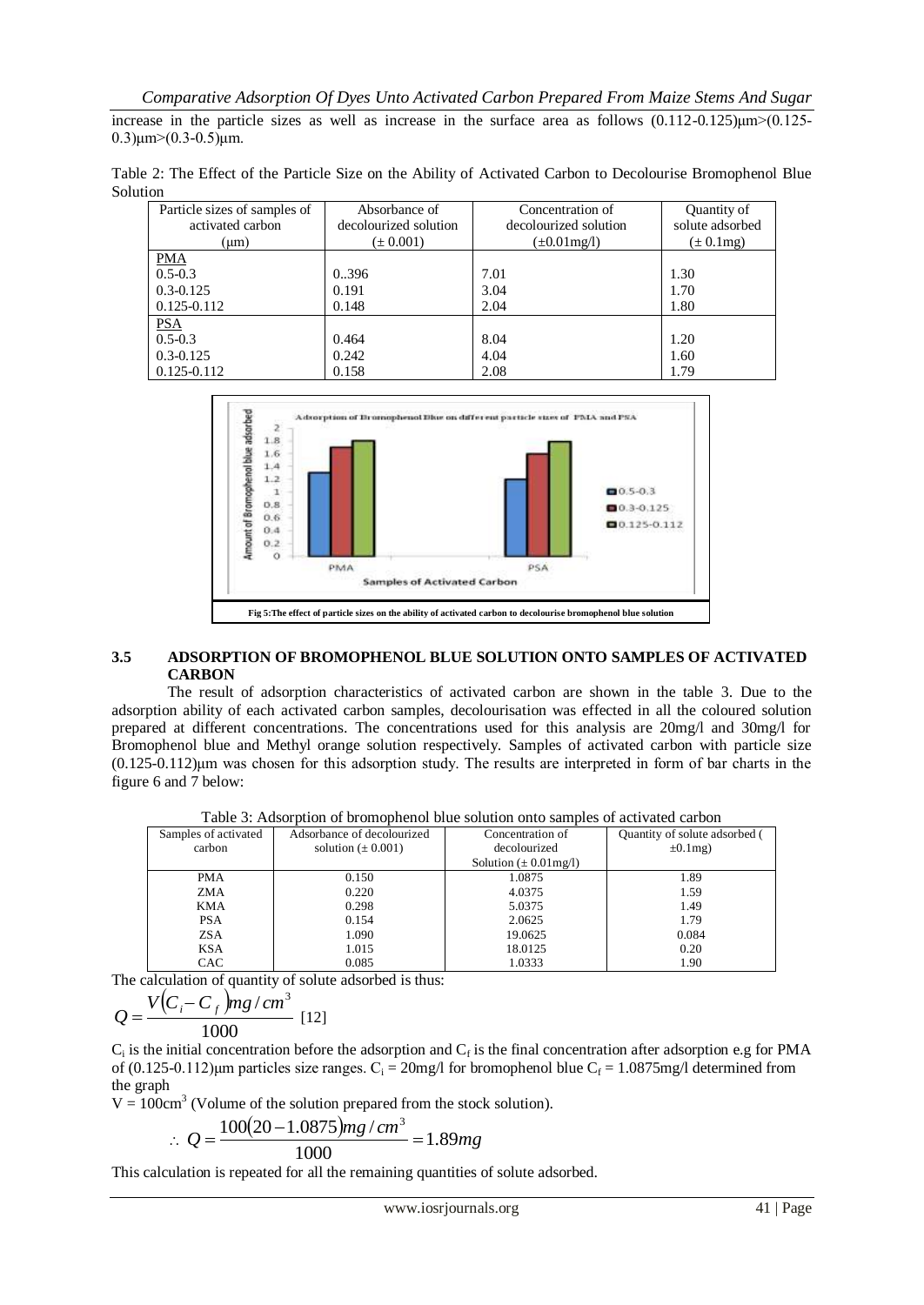increase in the particle sizes as well as increase in the surface area as follows (0.112-0.125)μm>(0.125-0.3)μm>(0.3-0.5)μm.

Table 2: The Effect of the Particle Size on the Ability of Activated Carbon to Decolourise Bromophenol Blue Solution

| Particle sizes of samples of activated carbon (μm) | Absorbance of decolourized solution (± 0.001) | Concentration of decolourized solution (±0.01mg/l) | Quantity of solute adsorbed (± 0.1mg) |
|---|---|---|---|
| PMA | | | |
| 0.5-0.3 | 0..396 | 7.01 | 1.30 |
| 0.3-0.125 | 0.191 | 3.04 | 1.70 |
| 0.125-0.112 | 0.148 | 2.04 | 1.80 |
| PSA | | | |
| 0.5-0.3 | 0.464 | 8.04 | 1.20 |
| 0.3-0.125 | 0.242 | 4.04 | 1.60 |
| 0.125-0.112 | 0.158 | 2.08 | 1.79 |

**Fig 5:The effect of particle sizes on the ability of activated carbon to decolourise bromophenol blue solution**

### 3.5 ADSORPTION OF BROMOPHENOL BLUE SOLUTION ONTO SAMPLES OF ACTIVATED CARBON

The result of adsorption characteristics of activated carbon are shown in the table 3. Due to the adsorption ability of each activated carbon samples, decolourisation was effected in all the coloured solution prepared at different concentrations. The concentrations used for this analysis are 20mg/l and 30mg/l for Bromophenol blue and Methyl orange solution respectively. Samples of activated carbon with particle size (0.125-0.112)μm was chosen for this adsorption study. The results are interpreted in form of bar charts in the figure 6 and 7 below:

Table 3: Adsorption of bromophenol blue solution onto samples of activated carbon

| Samples of activated carbon | Adsorbance of decolourized solution (± 0.001) | Concentration of decolourized Solution (± 0.01mg/l) | Quantity of solute adsorbed (±0.1mg) |
|---|---|---|---|
| PMA | 0.150 | 1.0875 | 1.89 |
| ZMA | 0.220 | 4.0375 | 1.59 |
| KMA | 0.298 | 5.0375 | 1.49 |
| PSA | 0.154 | 2.0625 | 1.79 |
| ZSA | 1.090 | 19.0625 | 0.084 |
| KSA | 1.015 | 18.0125 | 0.20 |
| CAC | 0.085 | 1.0333 | 1.90 |

The calculation of quantity of solute adsorbed is thus:

$$Q = \frac{V\left(C_i - C_f\right)mg/cm^3}{1000} \quad [12]$$

$C_i$ is the initial concentration before the adsorption and $C_f$ is the final concentration after adsorption e.g for PMA of (0.125-0.112)μm particles size ranges. $C_i$ = 20mg/l for bromophenol blue $C_f$ = 1.0875mg/l determined from the graph

$V = 100cm^3$ (Volume of the solution prepared from the stock solution).

$$\therefore\ Q = \frac{100(20 - 1.0875)mg/cm^3}{1000} = 1.89mg$$

This calculation is repeated for all the remaining quantities of solute adsorbed.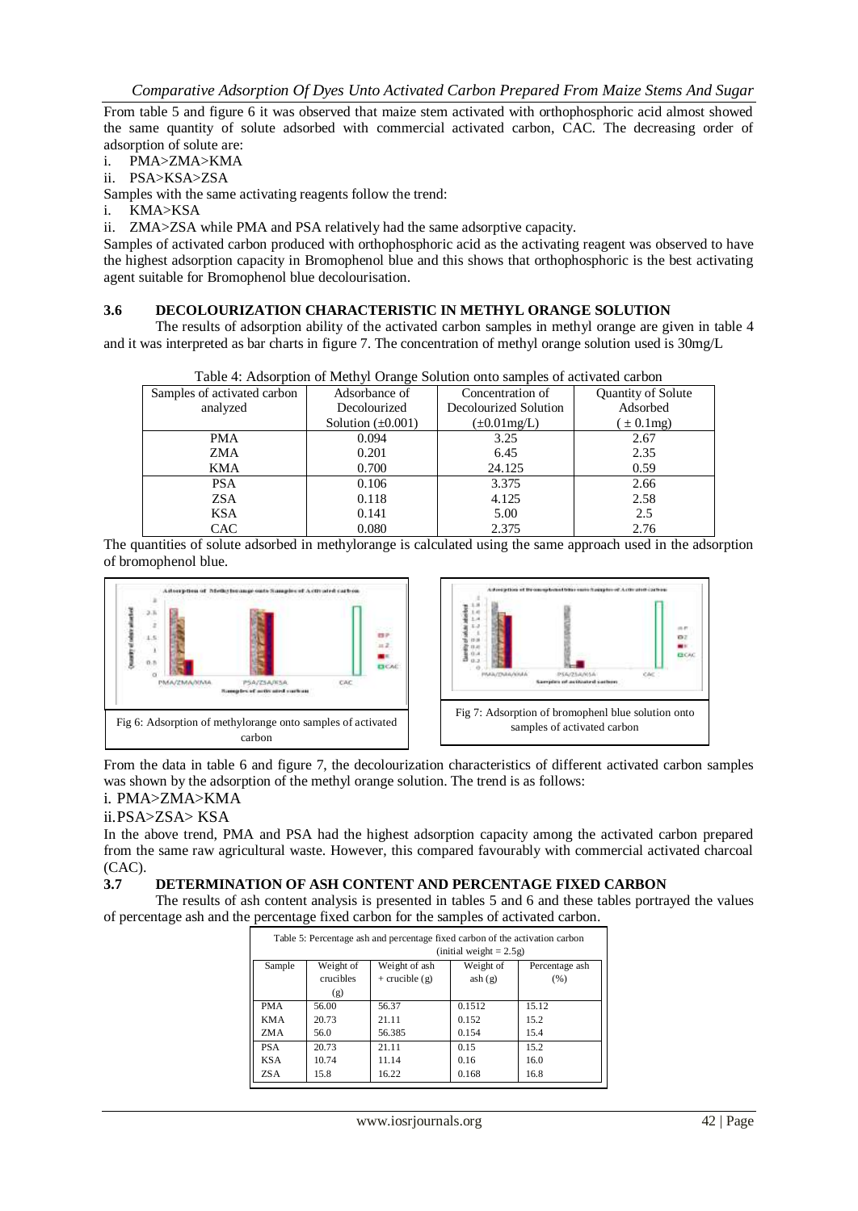From table 5 and figure 6 it was observed that maize stem activated with orthophosphoric acid almost showed the same quantity of solute adsorbed with commercial activated carbon, CAC. The decreasing order of adsorption of solute are:

i. PMA>ZMA>KMA
ii. PSA>KSA>ZSA

Samples with the same activating reagents follow the trend:

i. KMA>KSA
ii. ZMA>ZSA while PMA and PSA relatively had the same adsorptive capacity.

Samples of activated carbon produced with orthophosphoric acid as the activating reagent was observed to have the highest adsorption capacity in Bromophenol blue and this shows that orthophosphoric is the best activating agent suitable for Bromophenol blue decolourisation.

### 3.6 DECOLOURIZATION CHARACTERISTIC IN METHYL ORANGE SOLUTION

The results of adsorption ability of the activated carbon samples in methyl orange are given in table 4 and it was interpreted as bar charts in figure 7. The concentration of methyl orange solution used is 30mg/L

Table 4: Adsorption of Methyl Orange Solution onto samples of activated carbon

| Samples of activated carbon analyzed | Adsorbance of Decolourized Solution (±0.001) | Concentration of Decolourized Solution (±0.01mg/L) | Quantity of Solute Adsorbed ( ± 0.1mg) |
|---|---|---|---|
| PMA | 0.094 | 3.25 | 2.67 |
| ZMA | 0.201 | 6.45 | 2.35 |
| KMA | 0.700 | 24.125 | 0.59 |
| PSA | 0.106 | 3.375 | 2.66 |
| ZSA | 0.118 | 4.125 | 2.58 |
| KSA | 0.141 | 5.00 | 2.5 |
| CAC | 0.080 | 2.375 | 2.76 |

The quantities of solute adsorbed in methylorange is calculated using the same approach used in the adsorption of bromophenol blue.

Fig 6: Adsorption of methylorange onto samples of activated carbon

Fig 7: Adsorption of bromophenl blue solution onto samples of activated carbon

From the data in table 6 and figure 7, the decolourization characteristics of different activated carbon samples was shown by the adsorption of the methyl orange solution. The trend is as follows:

i. PMA>ZMA>KMA
ii. PSA>ZSA> KSA

In the above trend, PMA and PSA had the highest adsorption capacity among the activated carbon prepared from the same raw agricultural waste. However, this compared favourably with commercial activated charcoal (CAC).

### 3.7 DETERMINATION OF ASH CONTENT AND PERCENTAGE FIXED CARBON

The results of ash content analysis is presented in tables 5 and 6 and these tables portrayed the values of percentage ash and the percentage fixed carbon for the samples of activated carbon.

Table 5: Percentage ash and percentage fixed carbon of the activation carbon (initial weight = 2.5g)

| Sample | Weight of crucibles (g) | Weight of ash + crucible (g) | Weight of ash (g) | Percentage ash (%) |
|---|---|---|---|---|
| PMA | 56.00 | 56.37 | 0.1512 | 15.12 |
| KMA | 20.73 | 21.11 | 0.152 | 15.2 |
| ZMA | 56.0 | 56.385 | 0.154 | 15.4 |
| PSA | 20.73 | 21.11 | 0.15 | 15.2 |
| KSA | 10.74 | 11.14 | 0.16 | 16.0 |
| ZSA | 15.8 | 16.22 | 0.168 | 16.8 |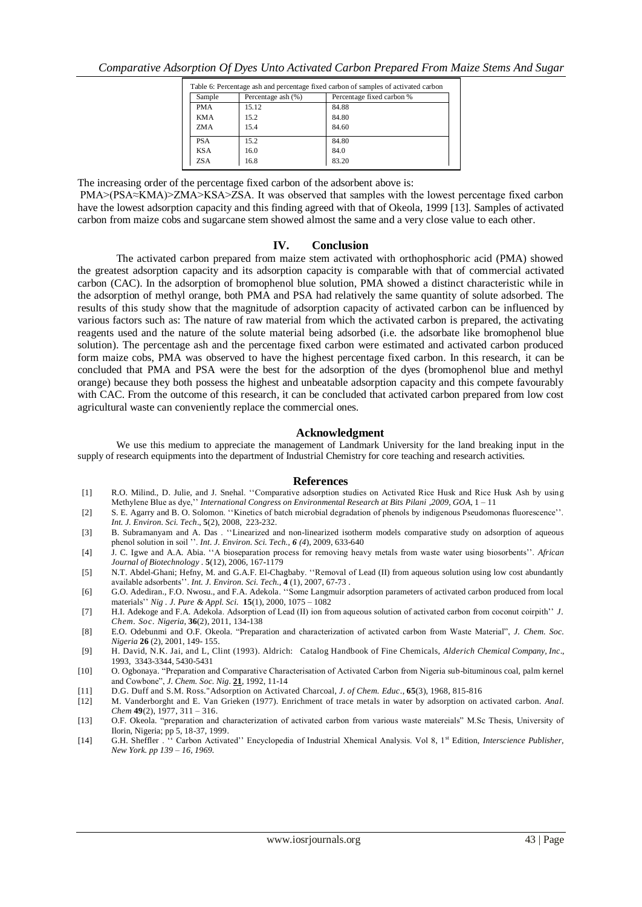Table 6: Percentage ash and percentage fixed carbon of samples of activated carbon

| Sample | Percentage ash (%) | Percentage fixed carbon % |
|---|---|---|
| PMA | 15.12 | 84.88 |
| KMA | 15.2 | 84.80 |
| ZMA | 15.4 | 84.60 |
| PSA | 15.2 | 84.80 |
| KSA | 16.0 | 84.0 |
| ZSA | 16.8 | 83.20 |

The increasing order of the percentage fixed carbon of the adsorbent above is:
PMA>(PSA≈KMA)>ZMA>KSA>ZSA. It was observed that samples with the lowest percentage fixed carbon have the lowest adsorption capacity and this finding agreed with that of Okeola, 1999 [13]. Samples of activated carbon from maize cobs and sugarcane stem showed almost the same and a very close value to each other.

## IV. Conclusion

The activated carbon prepared from maize stem activated with orthophosphoric acid (PMA) showed the greatest adsorption capacity and its adsorption capacity is comparable with that of commercial activated carbon (CAC). In the adsorption of bromophenol blue solution, PMA showed a distinct characteristic while in the adsorption of methyl orange, both PMA and PSA had relatively the same quantity of solute adsorbed. The results of this study show that the magnitude of adsorption capacity of activated carbon can be influenced by various factors such as: The nature of raw material from which the activated carbon is prepared, the activating reagents used and the nature of the solute material being adsorbed (i.e. the adsorbate like bromophenol blue solution). The percentage ash and the percentage fixed carbon were estimated and activated carbon produced form maize cobs, PMA was observed to have the highest percentage fixed carbon. In this research, it can be concluded that PMA and PSA were the best for the adsorption of the dyes (bromophenol blue and methyl orange) because they both possess the highest and unbeatable adsorption capacity and this compete favourably with CAC. From the outcome of this research, it can be concluded that activated carbon prepared from low cost agricultural waste can conveniently replace the commercial ones.

## Acknowledgment

We use this medium to appreciate the management of Landmark University for the land breaking input in the supply of research equipments into the department of Industrial Chemistry for core teaching and research activities.

## References

[1] R.O. Milind., D. Julie, and J. Snehal. ''Comparative adsorption studies on Activated Rice Husk and Rice Husk Ash by using Methylene Blue as dye,'' *International Congress on Environmental Research at Bits Pilani ,2009, GOA*, 1 – 11

[2] S. E. Agarry and B. O. Solomon. ''Kinetics of batch microbial degradation of phenols by indigenous Pseudomonas fluorescence''. *Int. J. Environ. Sci. Tech*., **5**(2), 2008, 223-232.

[3] B. Subramanyam and A. Das . ''Linearized and non-linearized isotherm models comparative study on adsorption of aqueous phenol solution in soil ''. *Int. J. Environ. Sci. Tech., 6 (4)*, 2009, 633-640

[4] J. C. Igwe and A.A. Abia. ''A bioseparation process for removing heavy metals from waste water using biosorbents''. *African Journal of Biotechnology* . **5**(12), 2006, 167-1179

[5] N.T. Abdel-Ghani; Hefny, M. and G.A.F. El-Chagbaby. ''Removal of Lead (II) from aqueous solution using low cost abundantly available adsorbents''. *Int. J. Environ. Sci. Tech*., **4** (1), 2007, 67-73 .

[6] G.O. Adediran., F.O. Nwosu., and F.A. Adekola. ''Some Langmuir adsorption parameters of activated carbon produced from local materials'' *Nig . J. Pure & Appl. Sci*. **15**(1), 2000, 1075 – 1082

[7] H.I. Adekoge and F.A. Adekola. Adsorption of Lead (II) ion from aqueous solution of activated carbon from coconut coirpith'' *J. Chem. Soc. Nigeria*, **36**(2), 2011, 134-138

[8] E.O. Odebunmi and O.F. Okeola. "Preparation and characterization of activated carbon from Waste Material", *J. Chem. Soc. Nigeria* **26** (2), 2001, 149- 155.

[9] H. David, N.K. Jai, and L, Clint (1993). Aldrich: Catalog Handbook of Fine Chemicals, *Alderich Chemical Company, Inc*., 1993, 3343-3344, 5430-5431

[10] O. Ogbonaya. "Preparation and Comparative Characterisation of Activated Carbon from Nigeria sub-bituminous coal, palm kernel and Cowbone", *J. Chem. Soc. Nig*. **21**, 1992, 11-14

[11] D.G. Duff and S.M. Ross."Adsorption on Activated Charcoal, *J. of Chem. Educ*., **65**(3), 1968, 815-816

[12] M. Vanderborght and E. Van Grieken (1977). Enrichment of trace metals in water by adsorption on activated carbon. *Anal. Chem* **49**(2), 1977, 311 – 316.

[13] O.F. Okeola. "preparation and characterization of activated carbon from various waste matereials" M.Sc Thesis, University of Ilorin, Nigeria; pp 5, 18-37, 1999.

[14] G.H. Sheffler . '' Carbon Activated'' Encyclopedia of Industrial Xhemical Analysis. Vol 8, 1st Edition, *Interscience Publisher, New York. pp 139 – 16, 1969.*